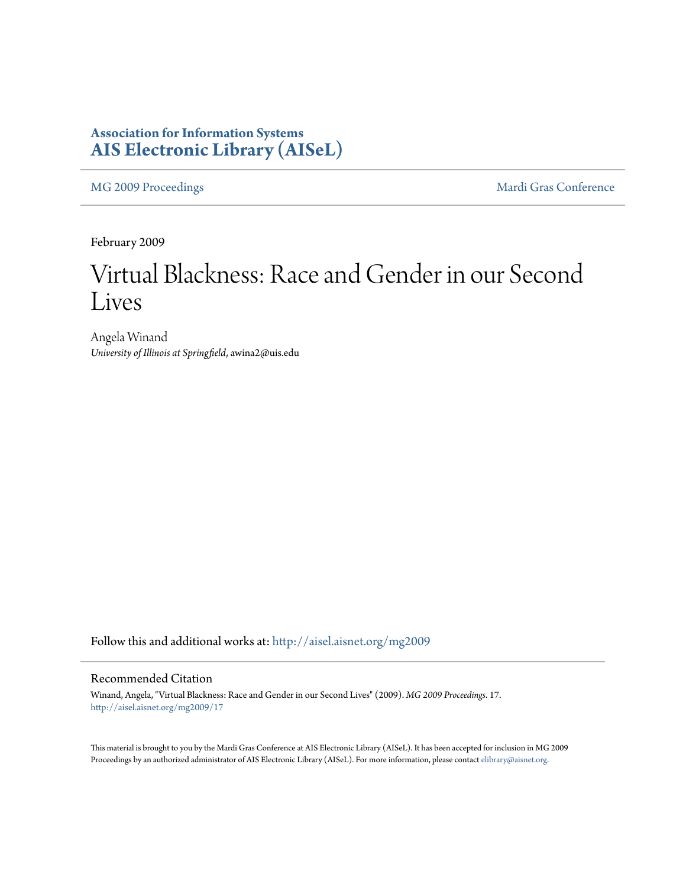**Association for Information Systems**
**AIS Electronic Library (AISeL)**

MG 2009 Proceedings | Mardi Gras Conference

February 2009

# Virtual Blackness: Race and Gender in our Second Lives

Angela Winand
*University of Illinois at Springfield*, awina2@uis.edu

Follow this and additional works at: http://aisel.aisnet.org/mg2009

## Recommended Citation

Winand, Angela, "Virtual Blackness: Race and Gender in our Second Lives" (2009). *MG 2009 Proceedings*. 17.
http://aisel.aisnet.org/mg2009/17

This material is brought to you by the Mardi Gras Conference at AIS Electronic Library (AISeL). It has been accepted for inclusion in MG 2009 Proceedings by an authorized administrator of AIS Electronic Library (AISeL). For more information, please contact elibrary@aisnet.org.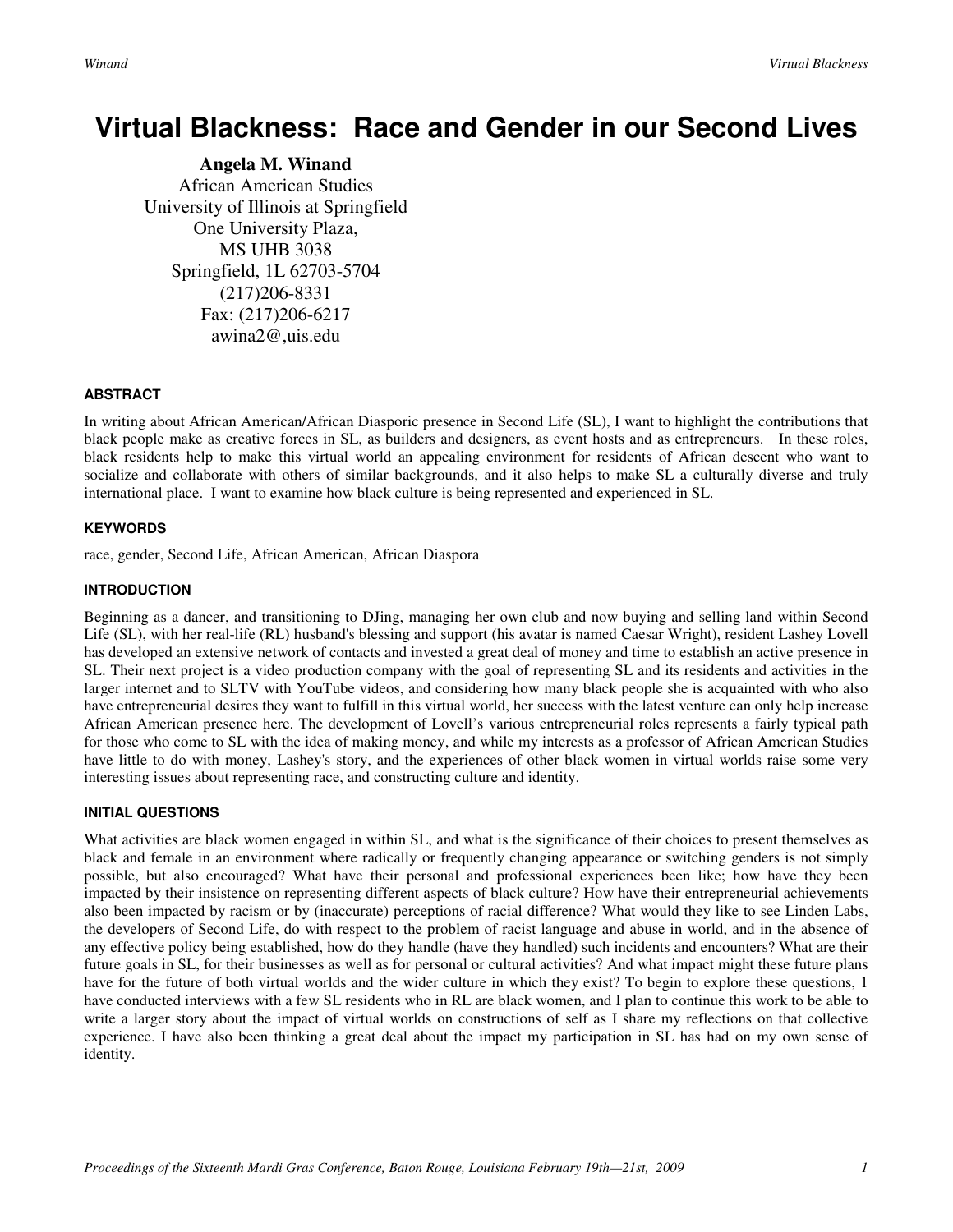# Virtual Blackness: Race and Gender in our Second Lives

**Angela M. Winand**
African American Studies
University of Illinois at Springfield
One University Plaza,
MS UHB 3038
Springfield, 1L 62703-5704
(217)206-8331
Fax: (217)206-6217
awina2@,uis.edu

#### ABSTRACT

In writing about African American/African Diasporic presence in Second Life (SL), I want to highlight the contributions that black people make as creative forces in SL, as builders and designers, as event hosts and as entrepreneurs. In these roles, black residents help to make this virtual world an appealing environment for residents of African descent who want to socialize and collaborate with others of similar backgrounds, and it also helps to make SL a culturally diverse and truly international place. I want to examine how black culture is being represented and experienced in SL.

#### KEYWORDS

race, gender, Second Life, African American, African Diaspora

#### INTRODUCTION

Beginning as a dancer, and transitioning to DJing, managing her own club and now buying and selling land within Second Life (SL), with her real-life (RL) husband's blessing and support (his avatar is named Caesar Wright), resident Lashey Lovell has developed an extensive network of contacts and invested a great deal of money and time to establish an active presence in SL. Their next project is a video production company with the goal of representing SL and its residents and activities in the larger internet and to SLTV with YouTube videos, and considering how many black people she is acquainted with who also have entrepreneurial desires they want to fulfill in this virtual world, her success with the latest venture can only help increase African American presence here. The development of Lovell's various entrepreneurial roles represents a fairly typical path for those who come to SL with the idea of making money, and while my interests as a professor of African American Studies have little to do with money, Lashey's story, and the experiences of other black women in virtual worlds raise some very interesting issues about representing race, and constructing culture and identity.

#### INITIAL QUESTIONS

What activities are black women engaged in within SL, and what is the significance of their choices to present themselves as black and female in an environment where radically or frequently changing appearance or switching genders is not simply possible, but also encouraged? What have their personal and professional experiences been like; how have they been impacted by their insistence on representing different aspects of black culture? How have their entrepreneurial achievements also been impacted by racism or by (inaccurate) perceptions of racial difference? What would they like to see Linden Labs, the developers of Second Life, do with respect to the problem of racist language and abuse in world, and in the absence of any effective policy being established, how do they handle (have they handled) such incidents and encounters? What are their future goals in SL, for their businesses as well as for personal or cultural activities? And what impact might these future plans have for the future of both virtual worlds and the wider culture in which they exist? To begin to explore these questions, 1 have conducted interviews with a few SL residents who in RL are black women, and I plan to continue this work to be able to write a larger story about the impact of virtual worlds on constructions of self as I share my reflections on that collective experience. I have also been thinking a great deal about the impact my participation in SL has had on my own sense of identity.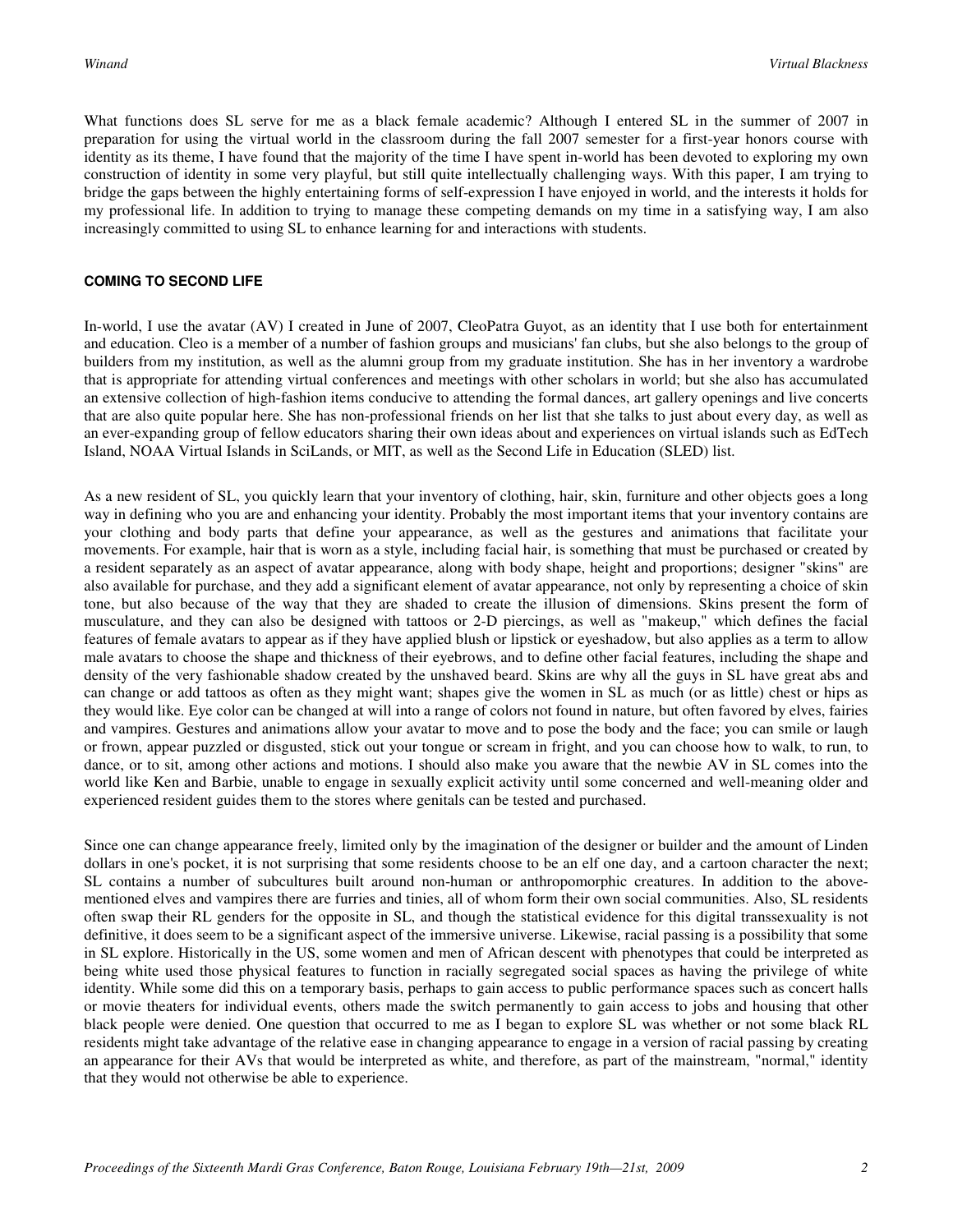What functions does SL serve for me as a black female academic? Although I entered SL in the summer of 2007 in preparation for using the virtual world in the classroom during the fall 2007 semester for a first-year honors course with identity as its theme, I have found that the majority of the time I have spent in-world has been devoted to exploring my own construction of identity in some very playful, but still quite intellectually challenging ways. With this paper, I am trying to bridge the gaps between the highly entertaining forms of self-expression I have enjoyed in world, and the interests it holds for my professional life. In addition to trying to manage these competing demands on my time in a satisfying way, I am also increasingly committed to using SL to enhance learning for and interactions with students.

## COMING TO SECOND LIFE

In-world, I use the avatar (AV) I created in June of 2007, CleoPatra Guyot, as an identity that I use both for entertainment and education. Cleo is a member of a number of fashion groups and musicians' fan clubs, but she also belongs to the group of builders from my institution, as well as the alumni group from my graduate institution. She has in her inventory a wardrobe that is appropriate for attending virtual conferences and meetings with other scholars in world; but she also has accumulated an extensive collection of high-fashion items conducive to attending the formal dances, art gallery openings and live concerts that are also quite popular here. She has non-professional friends on her list that she talks to just about every day, as well as an ever-expanding group of fellow educators sharing their own ideas about and experiences on virtual islands such as EdTech Island, NOAA Virtual Islands in SciLands, or MIT, as well as the Second Life in Education (SLED) list.

As a new resident of SL, you quickly learn that your inventory of clothing, hair, skin, furniture and other objects goes a long way in defining who you are and enhancing your identity. Probably the most important items that your inventory contains are your clothing and body parts that define your appearance, as well as the gestures and animations that facilitate your movements. For example, hair that is worn as a style, including facial hair, is something that must be purchased or created by a resident separately as an aspect of avatar appearance, along with body shape, height and proportions; designer "skins" are also available for purchase, and they add a significant element of avatar appearance, not only by representing a choice of skin tone, but also because of the way that they are shaded to create the illusion of dimensions. Skins present the form of musculature, and they can also be designed with tattoos or 2-D piercings, as well as "makeup," which defines the facial features of female avatars to appear as if they have applied blush or lipstick or eyeshadow, but also applies as a term to allow male avatars to choose the shape and thickness of their eyebrows, and to define other facial features, including the shape and density of the very fashionable shadow created by the unshaved beard. Skins are why all the guys in SL have great abs and can change or add tattoos as often as they might want; shapes give the women in SL as much (or as little) chest or hips as they would like. Eye color can be changed at will into a range of colors not found in nature, but often favored by elves, fairies and vampires. Gestures and animations allow your avatar to move and to pose the body and the face; you can smile or laugh or frown, appear puzzled or disgusted, stick out your tongue or scream in fright, and you can choose how to walk, to run, to dance, or to sit, among other actions and motions. I should also make you aware that the newbie AV in SL comes into the world like Ken and Barbie, unable to engage in sexually explicit activity until some concerned and well-meaning older and experienced resident guides them to the stores where genitals can be tested and purchased.

Since one can change appearance freely, limited only by the imagination of the designer or builder and the amount of Linden dollars in one's pocket, it is not surprising that some residents choose to be an elf one day, and a cartoon character the next; SL contains a number of subcultures built around non-human or anthropomorphic creatures. In addition to the above-mentioned elves and vampires there are furries and tinies, all of whom form their own social communities. Also, SL residents often swap their RL genders for the opposite in SL, and though the statistical evidence for this digital transsexuality is not definitive, it does seem to be a significant aspect of the immersive universe. Likewise, racial passing is a possibility that some in SL explore. Historically in the US, some women and men of African descent with phenotypes that could be interpreted as being white used those physical features to function in racially segregated social spaces as having the privilege of white identity. While some did this on a temporary basis, perhaps to gain access to public performance spaces such as concert halls or movie theaters for individual events, others made the switch permanently to gain access to jobs and housing that other black people were denied. One question that occurred to me as I began to explore SL was whether or not some black RL residents might take advantage of the relative ease in changing appearance to engage in a version of racial passing by creating an appearance for their AVs that would be interpreted as white, and therefore, as part of the mainstream, "normal," identity that they would not otherwise be able to experience.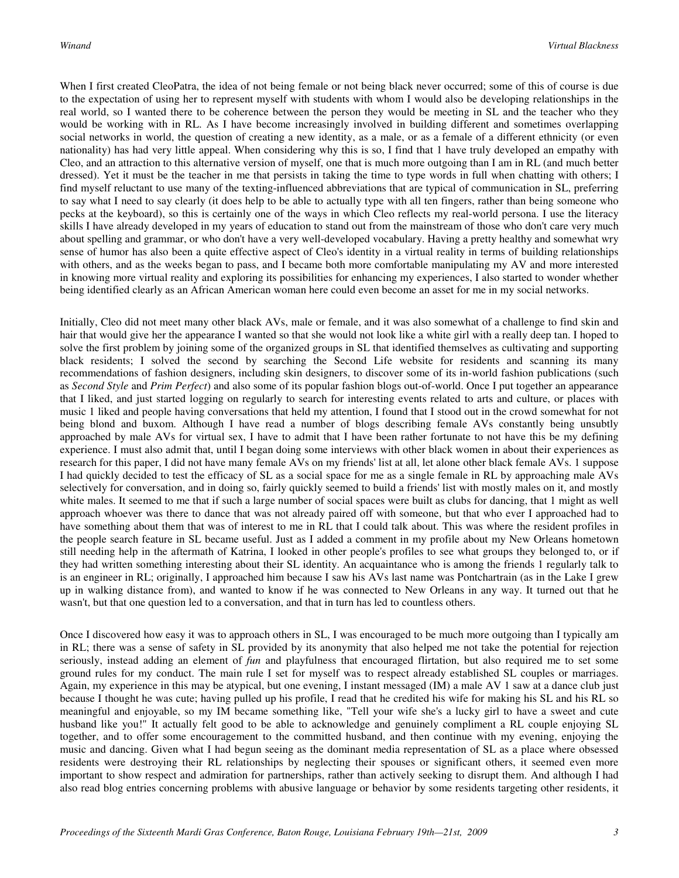When I first created CleoPatra, the idea of not being female or not being black never occurred; some of this of course is due to the expectation of using her to represent myself with students with whom I would also be developing relationships in the real world, so I wanted there to be coherence between the person they would be meeting in SL and the teacher who they would be working with in RL. As I have become increasingly involved in building different and sometimes overlapping social networks in world, the question of creating a new identity, as a male, or as a female of a different ethnicity (or even nationality) has had very little appeal. When considering why this is so, I find that 1 have truly developed an empathy with Cleo, and an attraction to this alternative version of myself, one that is much more outgoing than I am in RL (and much better dressed). Yet it must be the teacher in me that persists in taking the time to type words in full when chatting with others; I find myself reluctant to use many of the texting-influenced abbreviations that are typical of communication in SL, preferring to say what I need to say clearly (it does help to be able to actually type with all ten fingers, rather than being someone who pecks at the keyboard), so this is certainly one of the ways in which Cleo reflects my real-world persona. I use the literacy skills I have already developed in my years of education to stand out from the mainstream of those who don't care very much about spelling and grammar, or who don't have a very well-developed vocabulary. Having a pretty healthy and somewhat wry sense of humor has also been a quite effective aspect of Cleo's identity in a virtual reality in terms of building relationships with others, and as the weeks began to pass, and I became both more comfortable manipulating my AV and more interested in knowing more virtual reality and exploring its possibilities for enhancing my experiences, I also started to wonder whether being identified clearly as an African American woman here could even become an asset for me in my social networks.

Initially, Cleo did not meet many other black AVs, male or female, and it was also somewhat of a challenge to find skin and hair that would give her the appearance I wanted so that she would not look like a white girl with a really deep tan. I hoped to solve the first problem by joining some of the organized groups in SL that identified themselves as cultivating and supporting black residents; I solved the second by searching the Second Life website for residents and scanning its many recommendations of fashion designers, including skin designers, to discover some of its in-world fashion publications (such as *Second Style* and *Prim Perfect*) and also some of its popular fashion blogs out-of-world. Once I put together an appearance that I liked, and just started logging on regularly to search for interesting events related to arts and culture, or places with music 1 liked and people having conversations that held my attention, I found that I stood out in the crowd somewhat for not being blond and buxom. Although I have read a number of blogs describing female AVs constantly being unsubtly approached by male AVs for virtual sex, I have to admit that I have been rather fortunate to not have this be my defining experience. I must also admit that, until I began doing some interviews with other black women in about their experiences as research for this paper, I did not have many female AVs on my friends' list at all, let alone other black female AVs. 1 suppose I had quickly decided to test the efficacy of SL as a social space for me as a single female in RL by approaching male AVs selectively for conversation, and in doing so, fairly quickly seemed to build a friends' list with mostly males on it, and mostly white males. It seemed to me that if such a large number of social spaces were built as clubs for dancing, that 1 might as well approach whoever was there to dance that was not already paired off with someone, but that who ever I approached had to have something about them that was of interest to me in RL that I could talk about. This was where the resident profiles in the people search feature in SL became useful. Just as I added a comment in my profile about my New Orleans hometown still needing help in the aftermath of Katrina, I looked in other people's profiles to see what groups they belonged to, or if they had written something interesting about their SL identity. An acquaintance who is among the friends 1 regularly talk to is an engineer in RL; originally, I approached him because I saw his AVs last name was Pontchartrain (as in the Lake I grew up in walking distance from), and wanted to know if he was connected to New Orleans in any way. It turned out that he wasn't, but that one question led to a conversation, and that in turn has led to countless others.

Once I discovered how easy it was to approach others in SL, I was encouraged to be much more outgoing than I typically am in RL; there was a sense of safety in SL provided by its anonymity that also helped me not take the potential for rejection seriously, instead adding an element of *fun* and playfulness that encouraged flirtation, but also required me to set some ground rules for my conduct. The main rule I set for myself was to respect already established SL couples or marriages. Again, my experience in this may be atypical, but one evening, I instant messaged (IM) a male AV 1 saw at a dance club just because I thought he was cute; having pulled up his profile, I read that he credited his wife for making his SL and his RL so meaningful and enjoyable, so my IM became something like, "Tell your wife she's a lucky girl to have a sweet and cute husband like you!" It actually felt good to be able to acknowledge and genuinely compliment a RL couple enjoying SL together, and to offer some encouragement to the committed husband, and then continue with my evening, enjoying the music and dancing. Given what I had begun seeing as the dominant media representation of SL as a place where obsessed residents were destroying their RL relationships by neglecting their spouses or significant others, it seemed even more important to show respect and admiration for partnerships, rather than actively seeking to disrupt them. And although I had also read blog entries concerning problems with abusive language or behavior by some residents targeting other residents, it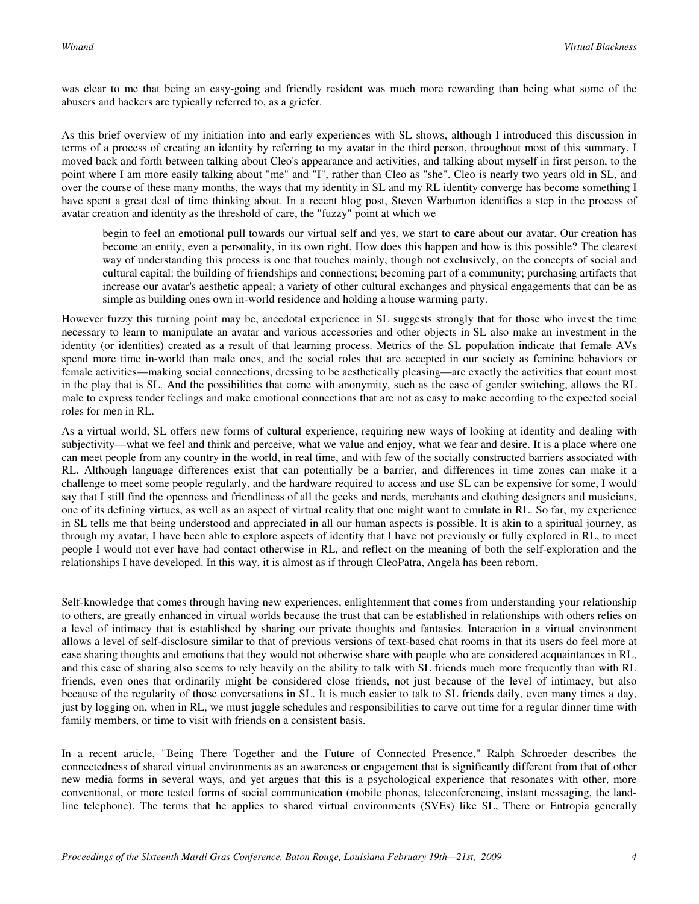was clear to me that being an easy-going and friendly resident was much more rewarding than being what some of the abusers and hackers are typically referred to, as a griefer.

As this brief overview of my initiation into and early experiences with SL shows, although I introduced this discussion in terms of a process of creating an identity by referring to my avatar in the third person, throughout most of this summary, I moved back and forth between talking about Cleo's appearance and activities, and talking about myself in first person, to the point where I am more easily talking about "me" and "I", rather than Cleo as "she". Cleo is nearly two years old in SL, and over the course of these many months, the ways that my identity in SL and my RL identity converge has become something I have spent a great deal of time thinking about. In a recent blog post, Steven Warburton identifies a step in the process of avatar creation and identity as the threshold of care, the "fuzzy" point at which we

> begin to feel an emotional pull towards our virtual self and yes, we start to **care** about our avatar. Our creation has become an entity, even a personality, in its own right. How does this happen and how is this possible? The clearest way of understanding this process is one that touches mainly, though not exclusively, on the concepts of social and cultural capital: the building of friendships and connections; becoming part of a community; purchasing artifacts that increase our avatar's aesthetic appeal; a variety of other cultural exchanges and physical engagements that can be as simple as building ones own in-world residence and holding a house warming party.

However fuzzy this turning point may be, anecdotal experience in SL suggests strongly that for those who invest the time necessary to learn to manipulate an avatar and various accessories and other objects in SL also make an investment in the identity (or identities) created as a result of that learning process. Metrics of the SL population indicate that female AVs spend more time in-world than male ones, and the social roles that are accepted in our society as feminine behaviors or female activities—making social connections, dressing to be aesthetically pleasing—are exactly the activities that count most in the play that is SL. And the possibilities that come with anonymity, such as the ease of gender switching, allows the RL male to express tender feelings and make emotional connections that are not as easy to make according to the expected social roles for men in RL.

As a virtual world, SL offers new forms of cultural experience, requiring new ways of looking at identity and dealing with subjectivity—what we feel and think and perceive, what we value and enjoy, what we fear and desire. It is a place where one can meet people from any country in the world, in real time, and with few of the socially constructed barriers associated with RL. Although language differences exist that can potentially be a barrier, and differences in time zones can make it a challenge to meet some people regularly, and the hardware required to access and use SL can be expensive for some, I would say that I still find the openness and friendliness of all the geeks and nerds, merchants and clothing designers and musicians, one of its defining virtues, as well as an aspect of virtual reality that one might want to emulate in RL. So far, my experience in SL tells me that being understood and appreciated in all our human aspects is possible. It is akin to a spiritual journey, as through my avatar, I have been able to explore aspects of identity that I have not previously or fully explored in RL, to meet people I would not ever have had contact otherwise in RL, and reflect on the meaning of both the self-exploration and the relationships I have developed. In this way, it is almost as if through CleoPatra, Angela has been reborn.

Self-knowledge that comes through having new experiences, enlightenment that comes from understanding your relationship to others, are greatly enhanced in virtual worlds because the trust that can be established in relationships with others relies on a level of intimacy that is established by sharing our private thoughts and fantasies. Interaction in a virtual environment allows a level of self-disclosure similar to that of previous versions of text-based chat rooms in that its users do feel more at ease sharing thoughts and emotions that they would not otherwise share with people who are considered acquaintances in RL, and this ease of sharing also seems to rely heavily on the ability to talk with SL friends much more frequently than with RL friends, even ones that ordinarily might be considered close friends, not just because of the level of intimacy, but also because of the regularity of those conversations in SL. It is much easier to talk to SL friends daily, even many times a day, just by logging on, when in RL, we must juggle schedules and responsibilities to carve out time for a regular dinner time with family members, or time to visit with friends on a consistent basis.

In a recent article, "Being There Together and the Future of Connected Presence," Ralph Schroeder describes the connectedness of shared virtual environments as an awareness or engagement that is significantly different from that of other new media forms in several ways, and yet argues that this is a psychological experience that resonates with other, more conventional, or more tested forms of social communication (mobile phones, teleconferencing, instant messaging, the land-line telephone). The terms that he applies to shared virtual environments (SVEs) like SL, There or Entropia generally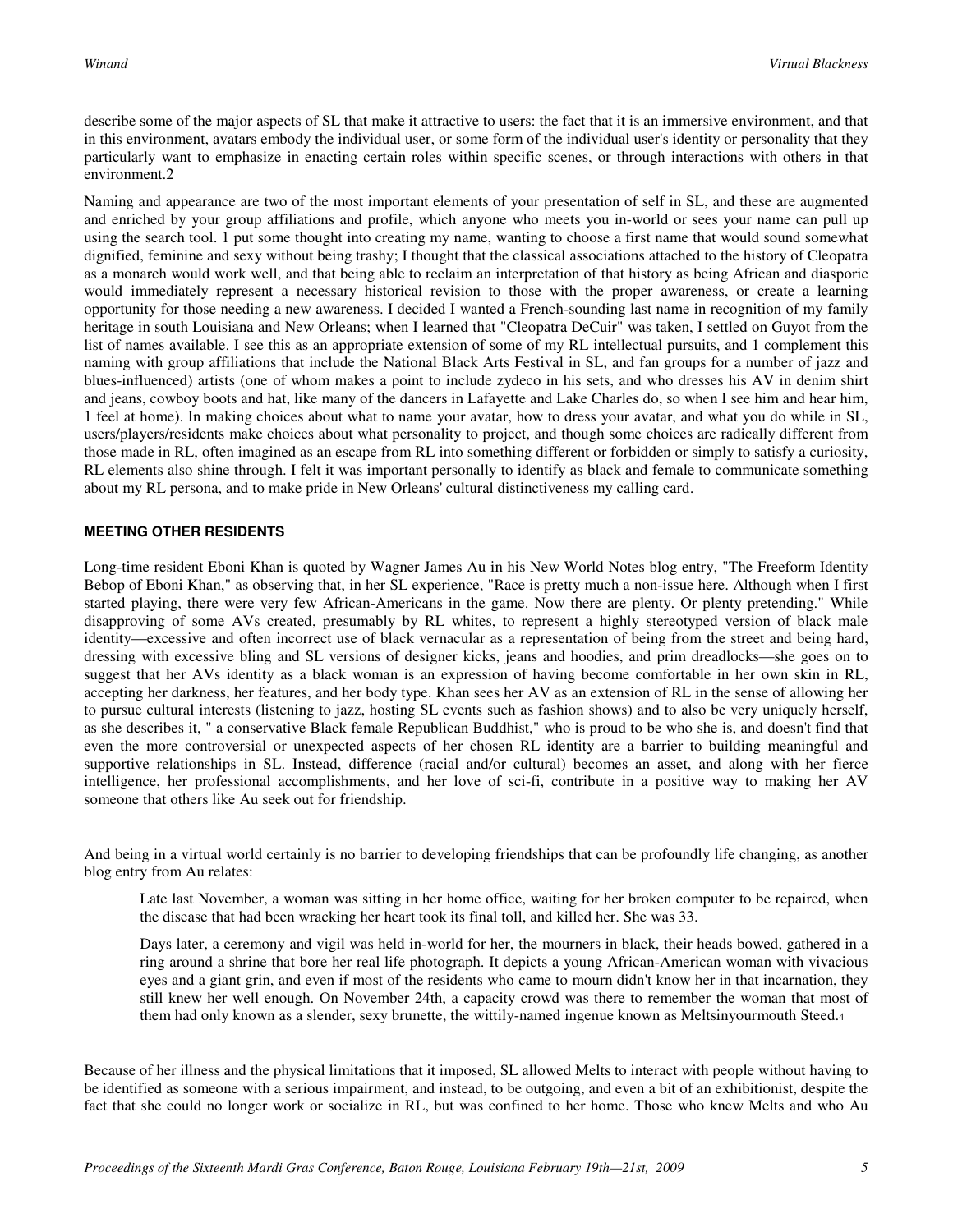describe some of the major aspects of SL that make it attractive to users: the fact that it is an immersive environment, and that in this environment, avatars embody the individual user, or some form of the individual user's identity or personality that they particularly want to emphasize in enacting certain roles within specific scenes, or through interactions with others in that environment.2

Naming and appearance are two of the most important elements of your presentation of self in SL, and these are augmented and enriched by your group affiliations and profile, which anyone who meets you in-world or sees your name can pull up using the search tool. 1 put some thought into creating my name, wanting to choose a first name that would sound somewhat dignified, feminine and sexy without being trashy; I thought that the classical associations attached to the history of Cleopatra as a monarch would work well, and that being able to reclaim an interpretation of that history as being African and diasporic would immediately represent a necessary historical revision to those with the proper awareness, or create a learning opportunity for those needing a new awareness. I decided I wanted a French-sounding last name in recognition of my family heritage in south Louisiana and New Orleans; when I learned that "Cleopatra DeCuir" was taken, I settled on Guyot from the list of names available. I see this as an appropriate extension of some of my RL intellectual pursuits, and 1 complement this naming with group affiliations that include the National Black Arts Festival in SL, and fan groups for a number of jazz and blues-influenced) artists (one of whom makes a point to include zydeco in his sets, and who dresses his AV in denim shirt and jeans, cowboy boots and hat, like many of the dancers in Lafayette and Lake Charles do, so when I see him and hear him, 1 feel at home). In making choices about what to name your avatar, how to dress your avatar, and what you do while in SL, users/players/residents make choices about what personality to project, and though some choices are radically different from those made in RL, often imagined as an escape from RL into something different or forbidden or simply to satisfy a curiosity, RL elements also shine through. I felt it was important personally to identify as black and female to communicate something about my RL persona, and to make pride in New Orleans' cultural distinctiveness my calling card.

## MEETING OTHER RESIDENTS

Long-time resident Eboni Khan is quoted by Wagner James Au in his New World Notes blog entry, "The Freeform Identity Bebop of Eboni Khan," as observing that, in her SL experience, "Race is pretty much a non-issue here. Although when I first started playing, there were very few African-Americans in the game. Now there are plenty. Or plenty pretending." While disapproving of some AVs created, presumably by RL whites, to represent a highly stereotyped version of black male identity—excessive and often incorrect use of black vernacular as a representation of being from the street and being hard, dressing with excessive bling and SL versions of designer kicks, jeans and hoodies, and prim dreadlocks—she goes on to suggest that her AVs identity as a black woman is an expression of having become comfortable in her own skin in RL, accepting her darkness, her features, and her body type. Khan sees her AV as an extension of RL in the sense of allowing her to pursue cultural interests (listening to jazz, hosting SL events such as fashion shows) and to also be very uniquely herself, as she describes it, " a conservative Black female Republican Buddhist," who is proud to be who she is, and doesn't find that even the more controversial or unexpected aspects of her chosen RL identity are a barrier to building meaningful and supportive relationships in SL. Instead, difference (racial and/or cultural) becomes an asset, and along with her fierce intelligence, her professional accomplishments, and her love of sci-fi, contribute in a positive way to making her AV someone that others like Au seek out for friendship.

And being in a virtual world certainly is no barrier to developing friendships that can be profoundly life changing, as another blog entry from Au relates:

> Late last November, a woman was sitting in her home office, waiting for her broken computer to be repaired, when the disease that had been wracking her heart took its final toll, and killed her. She was 33.
>
> Days later, a ceremony and vigil was held in-world for her, the mourners in black, their heads bowed, gathered in a ring around a shrine that bore her real life photograph. It depicts a young African-American woman with vivacious eyes and a giant grin, and even if most of the residents who came to mourn didn't know her in that incarnation, they still knew her well enough. On November 24th, a capacity crowd was there to remember the woman that most of them had only known as a slender, sexy brunette, the wittily-named ingenue known as Meltsinyourmouth Steed.[4]

Because of her illness and the physical limitations that it imposed, SL allowed Melts to interact with people without having to be identified as someone with a serious impairment, and instead, to be outgoing, and even a bit of an exhibitionist, despite the fact that she could no longer work or socialize in RL, but was confined to her home. Those who knew Melts and who Au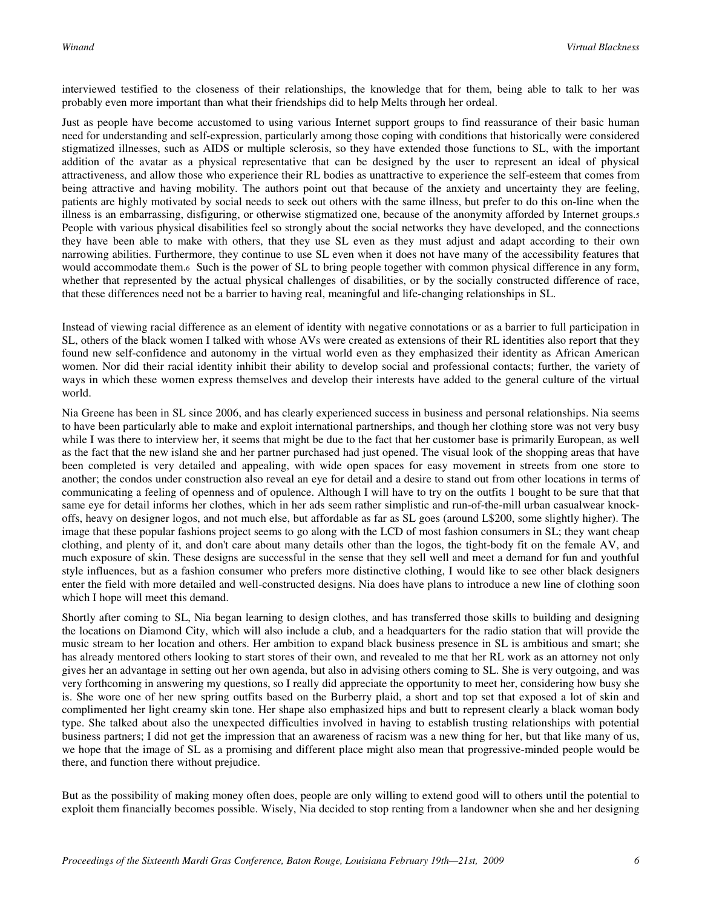interviewed testified to the closeness of their relationships, the knowledge that for them, being able to talk to her was probably even more important than what their friendships did to help Melts through her ordeal.

Just as people have become accustomed to using various Internet support groups to find reassurance of their basic human need for understanding and self-expression, particularly among those coping with conditions that historically were considered stigmatized illnesses, such as AIDS or multiple sclerosis, so they have extended those functions to SL, with the important addition of the avatar as a physical representative that can be designed by the user to represent an ideal of physical attractiveness, and allow those who experience their RL bodies as unattractive to experience the self-esteem that comes from being attractive and having mobility. The authors point out that because of the anxiety and uncertainty they are feeling, patients are highly motivated by social needs to seek out others with the same illness, but prefer to do this on-line when the illness is an embarrassing, disfiguring, or otherwise stigmatized one, because of the anonymity afforded by Internet groups.[5] People with various physical disabilities feel so strongly about the social networks they have developed, and the connections they have been able to make with others, that they use SL even as they must adjust and adapt according to their own narrowing abilities. Furthermore, they continue to use SL even when it does not have many of the accessibility features that would accommodate them.[6] Such is the power of SL to bring people together with common physical difference in any form, whether that represented by the actual physical challenges of disabilities, or by the socially constructed difference of race, that these differences need not be a barrier to having real, meaningful and life-changing relationships in SL.

Instead of viewing racial difference as an element of identity with negative connotations or as a barrier to full participation in SL, others of the black women I talked with whose AVs were created as extensions of their RL identities also report that they found new self-confidence and autonomy in the virtual world even as they emphasized their identity as African American women. Nor did their racial identity inhibit their ability to develop social and professional contacts; further, the variety of ways in which these women express themselves and develop their interests have added to the general culture of the virtual world.

Nia Greene has been in SL since 2006, and has clearly experienced success in business and personal relationships. Nia seems to have been particularly able to make and exploit international partnerships, and though her clothing store was not very busy while I was there to interview her, it seems that might be due to the fact that her customer base is primarily European, as well as the fact that the new island she and her partner purchased had just opened. The visual look of the shopping areas that have been completed is very detailed and appealing, with wide open spaces for easy movement in streets from one store to another; the condos under construction also reveal an eye for detail and a desire to stand out from other locations in terms of communicating a feeling of openness and of opulence. Although I will have to try on the outfits 1 bought to be sure that that same eye for detail informs her clothes, which in her ads seem rather simplistic and run-of-the-mill urban casualwear knock-offs, heavy on designer logos, and not much else, but affordable as far as SL goes (around L$200, some slightly higher). The image that these popular fashions project seems to go along with the LCD of most fashion consumers in SL; they want cheap clothing, and plenty of it, and don't care about many details other than the logos, the tight-body fit on the female AV, and much exposure of skin. These designs are successful in the sense that they sell well and meet a demand for fun and youthful style influences, but as a fashion consumer who prefers more distinctive clothing, I would like to see other black designers enter the field with more detailed and well-constructed designs. Nia does have plans to introduce a new line of clothing soon which I hope will meet this demand.

Shortly after coming to SL, Nia began learning to design clothes, and has transferred those skills to building and designing the locations on Diamond City, which will also include a club, and a headquarters for the radio station that will provide the music stream to her location and others. Her ambition to expand black business presence in SL is ambitious and smart; she has already mentored others looking to start stores of their own, and revealed to me that her RL work as an attorney not only gives her an advantage in setting out her own agenda, but also in advising others coming to SL. She is very outgoing, and was very forthcoming in answering my questions, so I really did appreciate the opportunity to meet her, considering how busy she is. She wore one of her new spring outfits based on the Burberry plaid, a short and top set that exposed a lot of skin and complimented her light creamy skin tone. Her shape also emphasized hips and butt to represent clearly a black woman body type. She talked about also the unexpected difficulties involved in having to establish trusting relationships with potential business partners; I did not get the impression that an awareness of racism was a new thing for her, but that like many of us, we hope that the image of SL as a promising and different place might also mean that progressive-minded people would be there, and function there without prejudice.

But as the possibility of making money often does, people are only willing to extend good will to others until the potential to exploit them financially becomes possible. Wisely, Nia decided to stop renting from a landowner when she and her designing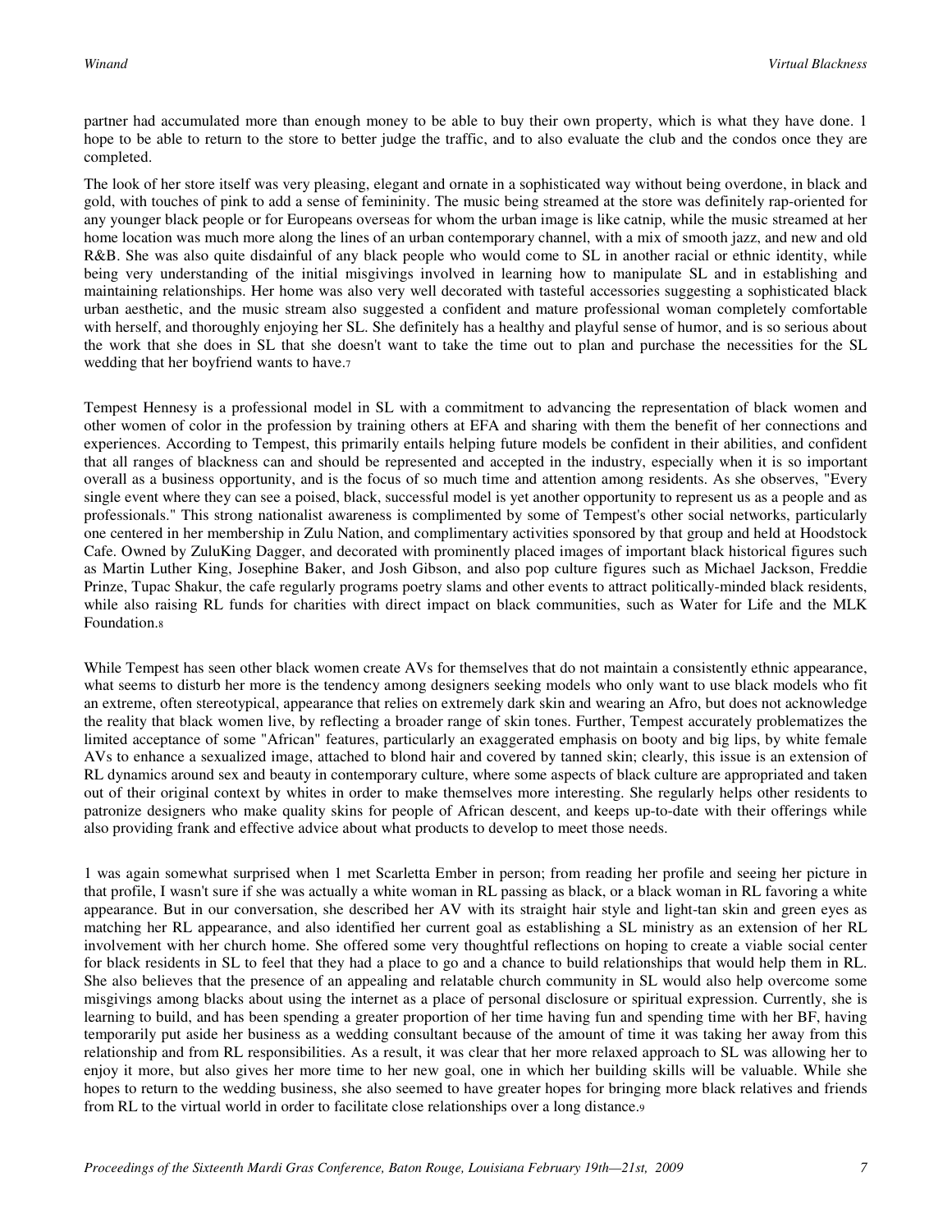partner had accumulated more than enough money to be able to buy their own property, which is what they have done. 1 hope to be able to return to the store to better judge the traffic, and to also evaluate the club and the condos once they are completed.

The look of her store itself was very pleasing, elegant and ornate in a sophisticated way without being overdone, in black and gold, with touches of pink to add a sense of femininity. The music being streamed at the store was definitely rap-oriented for any younger black people or for Europeans overseas for whom the urban image is like catnip, while the music streamed at her home location was much more along the lines of an urban contemporary channel, with a mix of smooth jazz, and new and old R&B. She was also quite disdainful of any black people who would come to SL in another racial or ethnic identity, while being very understanding of the initial misgivings involved in learning how to manipulate SL and in establishing and maintaining relationships. Her home was also very well decorated with tasteful accessories suggesting a sophisticated black urban aesthetic, and the music stream also suggested a confident and mature professional woman completely comfortable with herself, and thoroughly enjoying her SL. She definitely has a healthy and playful sense of humor, and is so serious about the work that she does in SL that she doesn't want to take the time out to plan and purchase the necessities for the SL wedding that her boyfriend wants to have.[7]

Tempest Hennesy is a professional model in SL with a commitment to advancing the representation of black women and other women of color in the profession by training others at EFA and sharing with them the benefit of her connections and experiences. According to Tempest, this primarily entails helping future models be confident in their abilities, and confident that all ranges of blackness can and should be represented and accepted in the industry, especially when it is so important overall as a business opportunity, and is the focus of so much time and attention among residents. As she observes, "Every single event where they can see a poised, black, successful model is yet another opportunity to represent us as a people and as professionals." This strong nationalist awareness is complimented by some of Tempest's other social networks, particularly one centered in her membership in Zulu Nation, and complimentary activities sponsored by that group and held at Hoodstock Cafe. Owned by ZuluKing Dagger, and decorated with prominently placed images of important black historical figures such as Martin Luther King, Josephine Baker, and Josh Gibson, and also pop culture figures such as Michael Jackson, Freddie Prinze, Tupac Shakur, the cafe regularly programs poetry slams and other events to attract politically-minded black residents, while also raising RL funds for charities with direct impact on black communities, such as Water for Life and the MLK Foundation.[8]

While Tempest has seen other black women create AVs for themselves that do not maintain a consistently ethnic appearance, what seems to disturb her more is the tendency among designers seeking models who only want to use black models who fit an extreme, often stereotypical, appearance that relies on extremely dark skin and wearing an Afro, but does not acknowledge the reality that black women live, by reflecting a broader range of skin tones. Further, Tempest accurately problematizes the limited acceptance of some "African" features, particularly an exaggerated emphasis on booty and big lips, by white female AVs to enhance a sexualized image, attached to blond hair and covered by tanned skin; clearly, this issue is an extension of RL dynamics around sex and beauty in contemporary culture, where some aspects of black culture are appropriated and taken out of their original context by whites in order to make themselves more interesting. She regularly helps other residents to patronize designers who make quality skins for people of African descent, and keeps up-to-date with their offerings while also providing frank and effective advice about what products to develop to meet those needs.

1 was again somewhat surprised when 1 met Scarletta Ember in person; from reading her profile and seeing her picture in that profile, I wasn't sure if she was actually a white woman in RL passing as black, or a black woman in RL favoring a white appearance. But in our conversation, she described her AV with its straight hair style and light-tan skin and green eyes as matching her RL appearance, and also identified her current goal as establishing a SL ministry as an extension of her RL involvement with her church home. She offered some very thoughtful reflections on hoping to create a viable social center for black residents in SL to feel that they had a place to go and a chance to build relationships that would help them in RL. She also believes that the presence of an appealing and relatable church community in SL would also help overcome some misgivings among blacks about using the internet as a place of personal disclosure or spiritual expression. Currently, she is learning to build, and has been spending a greater proportion of her time having fun and spending time with her BF, having temporarily put aside her business as a wedding consultant because of the amount of time it was taking her away from this relationship and from RL responsibilities. As a result, it was clear that her more relaxed approach to SL was allowing her to enjoy it more, but also gives her more time to her new goal, one in which her building skills will be valuable. While she hopes to return to the wedding business, she also seemed to have greater hopes for bringing more black relatives and friends from RL to the virtual world in order to facilitate close relationships over a long distance.[9]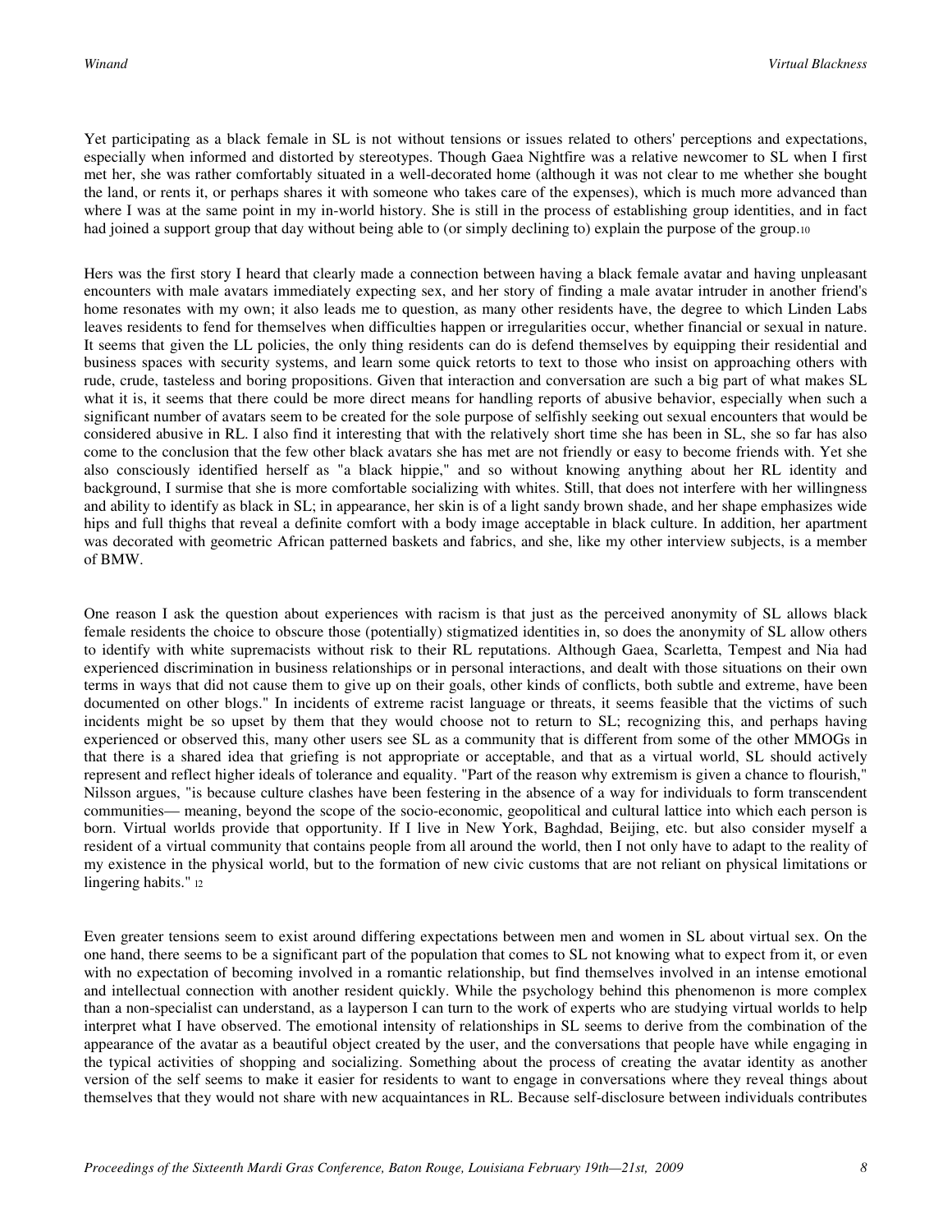Yet participating as a black female in SL is not without tensions or issues related to others' perceptions and expectations, especially when informed and distorted by stereotypes. Though Gaea Nightfire was a relative newcomer to SL when I first met her, she was rather comfortably situated in a well-decorated home (although it was not clear to me whether she bought the land, or rents it, or perhaps shares it with someone who takes care of the expenses), which is much more advanced than where I was at the same point in my in-world history. She is still in the process of establishing group identities, and in fact had joined a support group that day without being able to (or simply declining to) explain the purpose of the group.[10]

Hers was the first story I heard that clearly made a connection between having a black female avatar and having unpleasant encounters with male avatars immediately expecting sex, and her story of finding a male avatar intruder in another friend's home resonates with my own; it also leads me to question, as many other residents have, the degree to which Linden Labs leaves residents to fend for themselves when difficulties happen or irregularities occur, whether financial or sexual in nature. It seems that given the LL policies, the only thing residents can do is defend themselves by equipping their residential and business spaces with security systems, and learn some quick retorts to text to those who insist on approaching others with rude, crude, tasteless and boring propositions. Given that interaction and conversation are such a big part of what makes SL what it is, it seems that there could be more direct means for handling reports of abusive behavior, especially when such a significant number of avatars seem to be created for the sole purpose of selfishly seeking out sexual encounters that would be considered abusive in RL. I also find it interesting that with the relatively short time she has been in SL, she so far has also come to the conclusion that the few other black avatars she has met are not friendly or easy to become friends with. Yet she also consciously identified herself as "a black hippie," and so without knowing anything about her RL identity and background, I surmise that she is more comfortable socializing with whites. Still, that does not interfere with her willingness and ability to identify as black in SL; in appearance, her skin is of a light sandy brown shade, and her shape emphasizes wide hips and full thighs that reveal a definite comfort with a body image acceptable in black culture. In addition, her apartment was decorated with geometric African patterned baskets and fabrics, and she, like my other interview subjects, is a member of BMW.

One reason I ask the question about experiences with racism is that just as the perceived anonymity of SL allows black female residents the choice to obscure those (potentially) stigmatized identities in, so does the anonymity of SL allow others to identify with white supremacists without risk to their RL reputations. Although Gaea, Scarletta, Tempest and Nia had experienced discrimination in business relationships or in personal interactions, and dealt with those situations on their own terms in ways that did not cause them to give up on their goals, other kinds of conflicts, both subtle and extreme, have been documented on other blogs." In incidents of extreme racist language or threats, it seems feasible that the victims of such incidents might be so upset by them that they would choose not to return to SL; recognizing this, and perhaps having experienced or observed this, many other users see SL as a community that is different from some of the other MMOGs in that there is a shared idea that griefing is not appropriate or acceptable, and that as a virtual world, SL should actively represent and reflect higher ideals of tolerance and equality. "Part of the reason why extremism is given a chance to flourish," Nilsson argues, "is because culture clashes have been festering in the absence of a way for individuals to form transcendent communities— meaning, beyond the scope of the socio-economic, geopolitical and cultural lattice into which each person is born. Virtual worlds provide that opportunity. If I live in New York, Baghdad, Beijing, etc. but also consider myself a resident of a virtual community that contains people from all around the world, then I not only have to adapt to the reality of my existence in the physical world, but to the formation of new civic customs that are not reliant on physical limitations or lingering habits." [12]

Even greater tensions seem to exist around differing expectations between men and women in SL about virtual sex. On the one hand, there seems to be a significant part of the population that comes to SL not knowing what to expect from it, or even with no expectation of becoming involved in a romantic relationship, but find themselves involved in an intense emotional and intellectual connection with another resident quickly. While the psychology behind this phenomenon is more complex than a non-specialist can understand, as a layperson I can turn to the work of experts who are studying virtual worlds to help interpret what I have observed. The emotional intensity of relationships in SL seems to derive from the combination of the appearance of the avatar as a beautiful object created by the user, and the conversations that people have while engaging in the typical activities of shopping and socializing. Something about the process of creating the avatar identity as another version of the self seems to make it easier for residents to want to engage in conversations where they reveal things about themselves that they would not share with new acquaintances in RL. Because self-disclosure between individuals contributes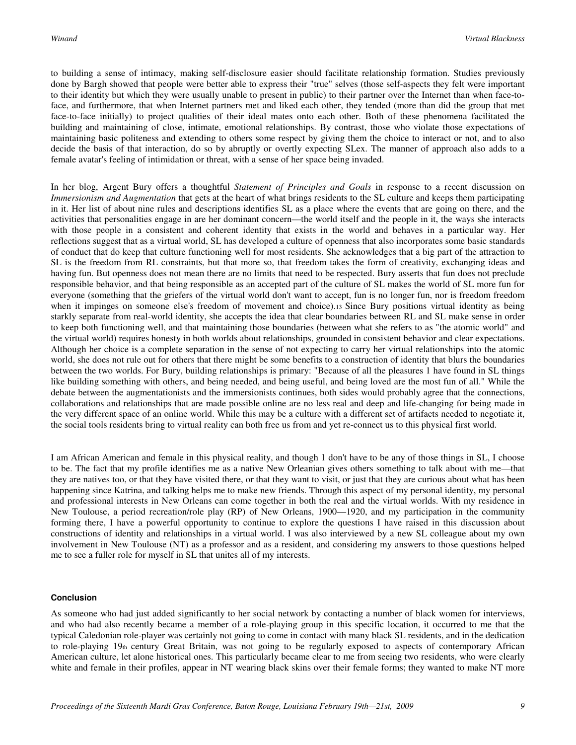to building a sense of intimacy, making self-disclosure easier should facilitate relationship formation. Studies previously done by Bargh showed that people were better able to express their "true" selves (those self-aspects they felt were important to their identity but which they were usually unable to present in public) to their partner over the Internet than when face-to-face, and furthermore, that when Internet partners met and liked each other, they tended (more than did the group that met face-to-face initially) to project qualities of their ideal mates onto each other. Both of these phenomena facilitated the building and maintaining of close, intimate, emotional relationships. By contrast, those who violate those expectations of maintaining basic politeness and extending to others some respect by giving them the choice to interact or not, and to also decide the basis of that interaction, do so by abruptly or overtly expecting SLex. The manner of approach also adds to a female avatar's feeling of intimidation or threat, with a sense of her space being invaded.

In her blog, Argent Bury offers a thoughtful *Statement of Principles and Goals* in response to a recent discussion on *Immersionism and Augmentation* that gets at the heart of what brings residents to the SL culture and keeps them participating in it. Her list of about nine rules and descriptions identifies SL as a place where the events that are going on there, and the activities that personalities engage in are her dominant concern—the world itself and the people in it, the ways she interacts with those people in a consistent and coherent identity that exists in the world and behaves in a particular way. Her reflections suggest that as a virtual world, SL has developed a culture of openness that also incorporates some basic standards of conduct that do keep that culture functioning well for most residents. She acknowledges that a big part of the attraction to SL is the freedom from RL constraints, but that more so, that freedom takes the form of creativity, exchanging ideas and having fun. But openness does not mean there are no limits that need to be respected. Bury asserts that fun does not preclude responsible behavior, and that being responsible as an accepted part of the culture of SL makes the world of SL more fun for everyone (something that the griefers of the virtual world don't want to accept, fun is no longer fun, nor is freedom freedom when it impinges on someone else's freedom of movement and choice).[13] Since Bury positions virtual identity as being starkly separate from real-world identity, she accepts the idea that clear boundaries between RL and SL make sense in order to keep both functioning well, and that maintaining those boundaries (between what she refers to as "the atomic world" and the virtual world) requires honesty in both worlds about relationships, grounded in consistent behavior and clear expectations. Although her choice is a complete separation in the sense of not expecting to carry her virtual relationships into the atomic world, she does not rule out for others that there might be some benefits to a construction of identity that blurs the boundaries between the two worlds. For Bury, building relationships is primary: "Because of all the pleasures 1 have found in SL things like building something with others, and being needed, and being useful, and being loved are the most fun of all." While the debate between the augmentationists and the immersionists continues, both sides would probably agree that the connections, collaborations and relationships that are made possible online are no less real and deep and life-changing for being made in the very different space of an online world. While this may be a culture with a different set of artifacts needed to negotiate it, the social tools residents bring to virtual reality can both free us from and yet re-connect us to this physical first world.

I am African American and female in this physical reality, and though 1 don't have to be any of those things in SL, I choose to be. The fact that my profile identifies me as a native New Orleanian gives others something to talk about with me—that they are natives too, or that they have visited there, or that they want to visit, or just that they are curious about what has been happening since Katrina, and talking helps me to make new friends. Through this aspect of my personal identity, my personal and professional interests in New Orleans can come together in both the real and the virtual worlds. With my residence in New Toulouse, a period recreation/role play (RP) of New Orleans, 1900—1920, and my participation in the community forming there, I have a powerful opportunity to continue to explore the questions I have raised in this discussion about constructions of identity and relationships in a virtual world. I was also interviewed by a new SL colleague about my own involvement in New Toulouse (NT) as a professor and as a resident, and considering my answers to those questions helped me to see a fuller role for myself in SL that unites all of my interests.

#### Conclusion

As someone who had just added significantly to her social network by contacting a number of black women for interviews, and who had also recently became a member of a role-playing group in this specific location, it occurred to me that the typical Caledonian role-player was certainly not going to come in contact with many black SL residents, and in the dedication to role-playing 19th century Great Britain, was not going to be regularly exposed to aspects of contemporary African American culture, let alone historical ones. This particularly became clear to me from seeing two residents, who were clearly white and female in their profiles, appear in NT wearing black skins over their female forms; they wanted to make NT more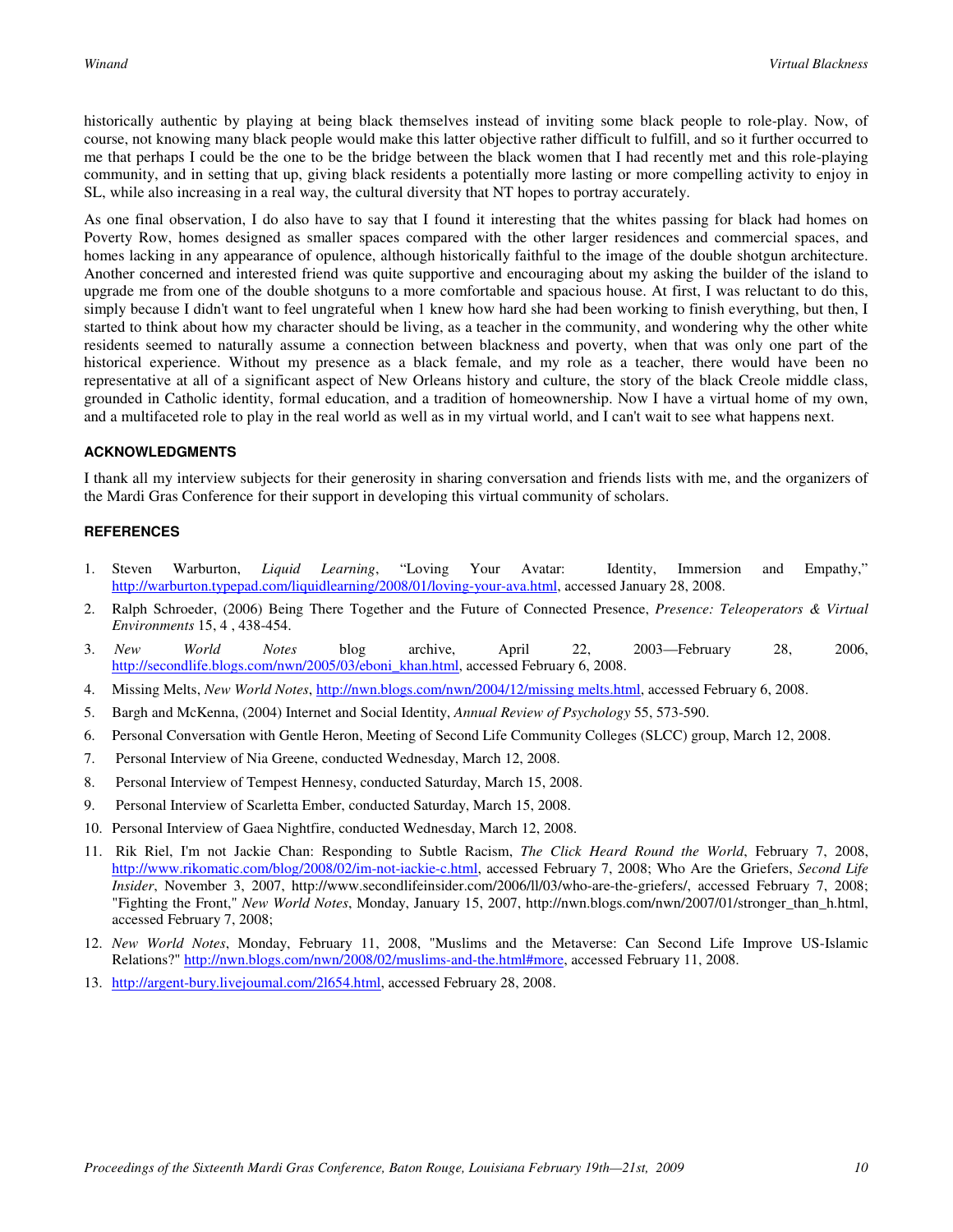historically authentic by playing at being black themselves instead of inviting some black people to role-play. Now, of course, not knowing many black people would make this latter objective rather difficult to fulfill, and so it further occurred to me that perhaps I could be the one to be the bridge between the black women that I had recently met and this role-playing community, and in setting that up, giving black residents a potentially more lasting or more compelling activity to enjoy in SL, while also increasing in a real way, the cultural diversity that NT hopes to portray accurately.

As one final observation, I do also have to say that I found it interesting that the whites passing for black had homes on Poverty Row, homes designed as smaller spaces compared with the other larger residences and commercial spaces, and homes lacking in any appearance of opulence, although historically faithful to the image of the double shotgun architecture. Another concerned and interested friend was quite supportive and encouraging about my asking the builder of the island to upgrade me from one of the double shotguns to a more comfortable and spacious house. At first, I was reluctant to do this, simply because I didn't want to feel ungrateful when 1 knew how hard she had been working to finish everything, but then, I started to think about how my character should be living, as a teacher in the community, and wondering why the other white residents seemed to naturally assume a connection between blackness and poverty, when that was only one part of the historical experience. Without my presence as a black female, and my role as a teacher, there would have been no representative at all of a significant aspect of New Orleans history and culture, the story of the black Creole middle class, grounded in Catholic identity, formal education, and a tradition of homeownership. Now I have a virtual home of my own, and a multifaceted role to play in the real world as well as in my virtual world, and I can't wait to see what happens next.

#### ACKNOWLEDGMENTS

I thank all my interview subjects for their generosity in sharing conversation and friends lists with me, and the organizers of the Mardi Gras Conference for their support in developing this virtual community of scholars.

#### REFERENCES

1. Steven Warburton, *Liquid Learning*, "Loving Your Avatar: Identity, Immersion and Empathy," http://warburton.typepad.com/liquidlearning/2008/01/loving-your-ava.html, accessed January 28, 2008.
2. Ralph Schroeder, (2006) Being There Together and the Future of Connected Presence, *Presence: Teleoperators & Virtual Environments* 15, 4 , 438-454.
3. *New World Notes* blog archive, April 22, 2003—February 28, 2006, http://secondlife.blogs.com/nwn/2005/03/eboni_khan.html, accessed February 6, 2008.
4. Missing Melts, *New World Notes*, http://nwn.blogs.com/nwn/2004/12/missing melts.html, accessed February 6, 2008.
5. Bargh and McKenna, (2004) Internet and Social Identity, *Annual Review of Psychology* 55, 573-590.
6. Personal Conversation with Gentle Heron, Meeting of Second Life Community Colleges (SLCC) group, March 12, 2008.
7. Personal Interview of Nia Greene, conducted Wednesday, March 12, 2008.
8. Personal Interview of Tempest Hennesy, conducted Saturday, March 15, 2008.
9. Personal Interview of Scarletta Ember, conducted Saturday, March 15, 2008.
10. Personal Interview of Gaea Nightfire, conducted Wednesday, March 12, 2008.
11. Rik Riel, I'm not Jackie Chan: Responding to Subtle Racism, *The Click Heard Round the World*, February 7, 2008, http://www.rikomatic.com/blog/2008/02/im-not-iackie-c.html, accessed February 7, 2008; Who Are the Griefers, *Second Life Insider*, November 3, 2007, http://www.secondlifeinsider.com/2006/ll/03/who-are-the-griefers/, accessed February 7, 2008; "Fighting the Front," *New World Notes*, Monday, January 15, 2007, http://nwn.blogs.com/nwn/2007/01/stronger_than_h.html, accessed February 7, 2008;
12. *New World Notes*, Monday, February 11, 2008, "Muslims and the Metaverse: Can Second Life Improve US-Islamic Relations?" http://nwn.blogs.com/nwn/2008/02/muslims-and-the.html#more, accessed February 11, 2008.
13. http://argent-bury.livejoumal.com/2l654.html, accessed February 28, 2008.